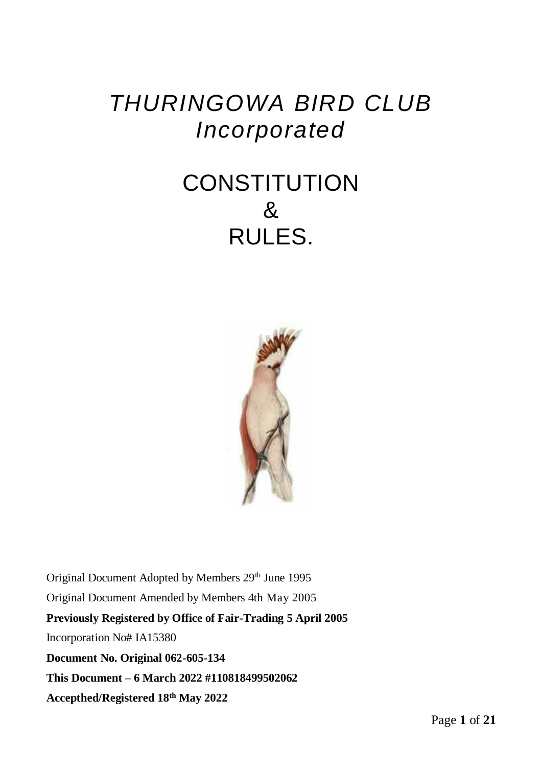# *THURINGOWA BIRD CLUB Incorporated*

# CONSTITUTION & RULES.

Original Document Adopted by Members 29th June 1995

Original Document Amended by Members 4th May 2005

**Previously Registered by Office of Fair-Trading 5 April 2005**

Incorporation No# IA15380

**Document No. Original 062-605-134**

**This Document – 6 March 2022 #110818499502062**

**Accepthed/Registered 18th May 2022**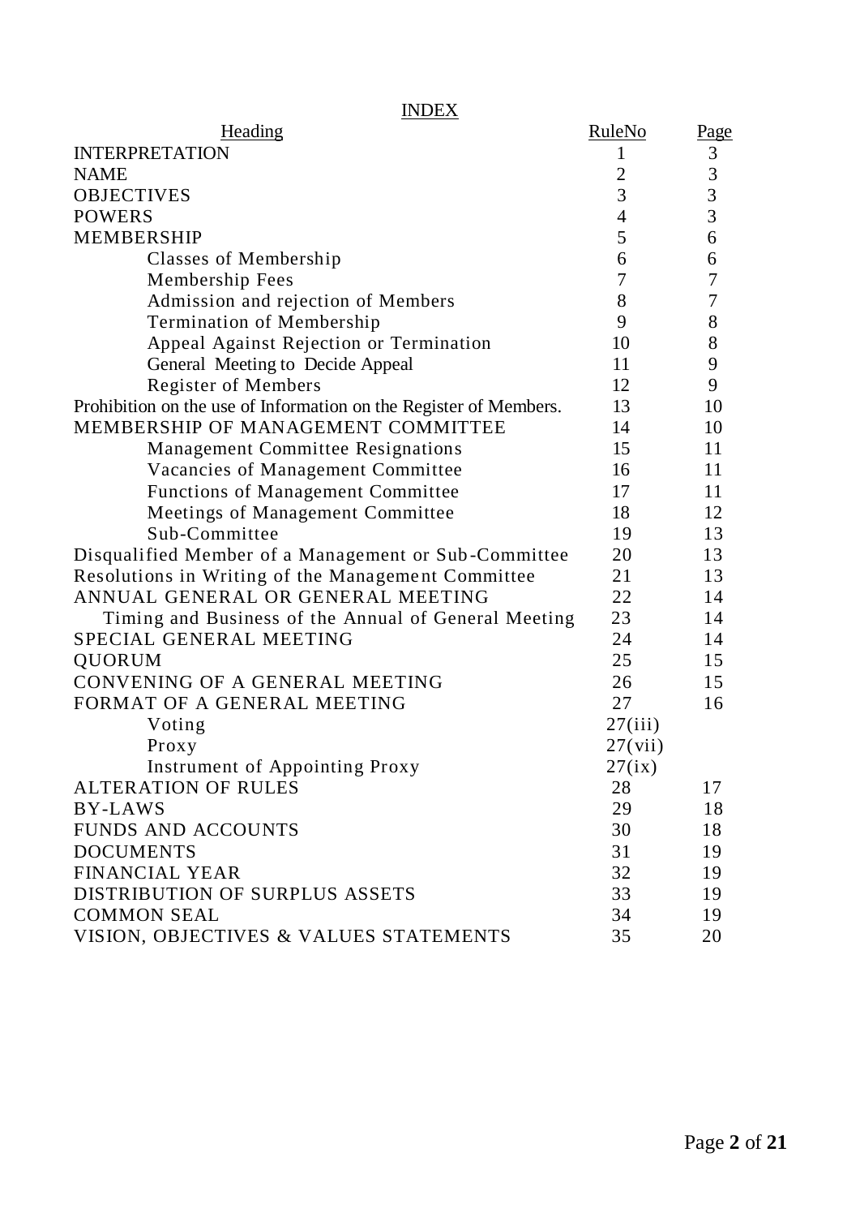# INDEX

| Heading | RuleNo | Page |
|---|---|---|
| INTERPRETATION | 1 | 3 |
| NAME | 2 | 3 |
| OBJECTIVES | 3 | 3 |
| POWERS | 4 | 3 |
| MEMBERSHIP | 5 | 6 |
| Classes of Membership | 6 | 6 |
| Membership Fees | 7 | 7 |
| Admission and rejection of Members | 8 | 7 |
| Termination of Membership | 9 | 8 |
| Appeal Against Rejection or Termination | 10 | 8 |
| General Meeting to Decide Appeal | 11 | 9 |
| Register of Members | 12 | 9 |
| Prohibition on the use of Information on the Register of Members. | 13 | 10 |
| MEMBERSHIP OF MANAGEMENT COMMITTEE | 14 | 10 |
| Management Committee Resignations | 15 | 11 |
| Vacancies of Management Committee | 16 | 11 |
| Functions of Management Committee | 17 | 11 |
| Meetings of Management Committee | 18 | 12 |
| Sub-Committee | 19 | 13 |
| Disqualified Member of a Management or Sub-Committee | 20 | 13 |
| Resolutions in Writing of the Management Committee | 21 | 13 |
| ANNUAL GENERAL OR GENERAL MEETING | 22 | 14 |
| Timing and Business of the Annual of General Meeting | 23 | 14 |
| SPECIAL GENERAL MEETING | 24 | 14 |
| QUORUM | 25 | 15 |
| CONVENING OF A GENERAL MEETING | 26 | 15 |
| FORMAT OF A GENERAL MEETING | 27 | 16 |
| Voting | 27(iii) | |
| Proxy | 27(vii) | |
| Instrument of Appointing Proxy | 27(ix) | |
| ALTERATION OF RULES | 28 | 17 |
| BY-LAWS | 29 | 18 |
| FUNDS AND ACCOUNTS | 30 | 18 |
| DOCUMENTS | 31 | 19 |
| FINANCIAL YEAR | 32 | 19 |
| DISTRIBUTION OF SURPLUS ASSETS | 33 | 19 |
| COMMON SEAL | 34 | 19 |
| VISION, OBJECTIVES & VALUES STATEMENTS | 35 | 20 |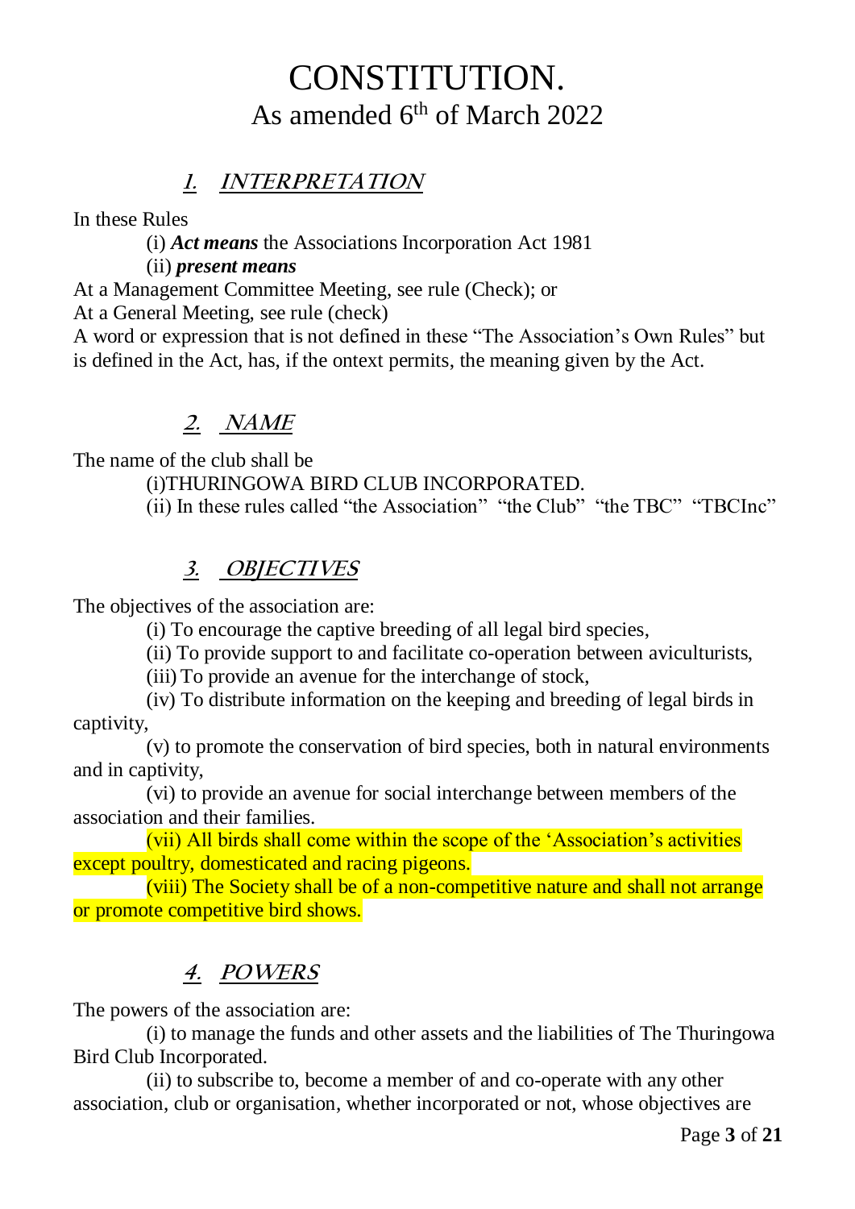# CONSTITUTION.

## As amended 6th of March 2022

### *1. INTERPRETATION*

In these Rules

(i) ***Act means*** the Associations Incorporation Act 1981

(ii) ***present means***

At a Management Committee Meeting, see rule (Check); or

At a General Meeting, see rule (check)

A word or expression that is not defined in these "The Association's Own Rules" but is defined in the Act, has, if the ontext permits, the meaning given by the Act.

### *2. NAME*

The name of the club shall be

(i)THURINGOWA BIRD CLUB INCORPORATED.

(ii) In these rules called "the Association" "the Club" "the TBC" "TBCInc"

### *3. OBJECTIVES*

The objectives of the association are:

(i) To encourage the captive breeding of all legal bird species,

(ii) To provide support to and facilitate co-operation between aviculturists,

(iii) To provide an avenue for the interchange of stock,

(iv) To distribute information on the keeping and breeding of legal birds in captivity,

(v) to promote the conservation of bird species, both in natural environments and in captivity,

(vi) to provide an avenue for social interchange between members of the association and their families.

(vii) All birds shall come within the scope of the 'Association's activities except poultry, domesticated and racing pigeons.

(viii) The Society shall be of a non-competitive nature and shall not arrange or promote competitive bird shows.

### *4. POWERS*

The powers of the association are:

(i) to manage the funds and other assets and the liabilities of The Thuringowa Bird Club Incorporated.

(ii) to subscribe to, become a member of and co-operate with any other association, club or organisation, whether incorporated or not, whose objectives are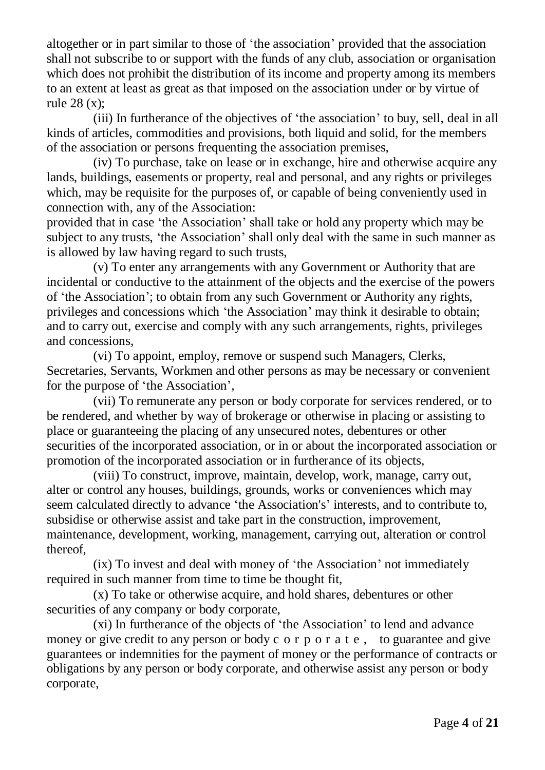altogether or in part similar to those of 'the association' provided that the association shall not subscribe to or support with the funds of any club, association or organisation which does not prohibit the distribution of its income and property among its members to an extent at least as great as that imposed on the association under or by virtue of rule 28 (x);

(iii) In furtherance of the objectives of 'the association' to buy, sell, deal in all kinds of articles, commodities and provisions, both liquid and solid, for the members of the association or persons frequenting the association premises,

(iv) To purchase, take on lease or in exchange, hire and otherwise acquire any lands, buildings, easements or property, real and personal, and any rights or privileges which, may be requisite for the purposes of, or capable of being conveniently used in connection with, any of the Association:

provided that in case 'the Association' shall take or hold any property which may be subject to any trusts, 'the Association' shall only deal with the same in such manner as is allowed by law having regard to such trusts,

(v) To enter any arrangements with any Government or Authority that are incidental or conductive to the attainment of the objects and the exercise of the powers of 'the Association'; to obtain from any such Government or Authority any rights, privileges and concessions which 'the Association' may think it desirable to obtain; and to carry out, exercise and comply with any such arrangements, rights, privileges and concessions,

(vi) To appoint, employ, remove or suspend such Managers, Clerks, Secretaries, Servants, Workmen and other persons as may be necessary or convenient for the purpose of 'the Association',

(vii) To remunerate any person or body corporate for services rendered, or to be rendered, and whether by way of brokerage or otherwise in placing or assisting to place or guaranteeing the placing of any unsecured notes, debentures or other securities of the incorporated association, or in or about the incorporated association or promotion of the incorporated association or in furtherance of its objects,

(viii) To construct, improve, maintain, develop, work, manage, carry out, alter or control any houses, buildings, grounds, works or conveniences which may seem calculated directly to advance 'the Association's' interests, and to contribute to, subsidise or otherwise assist and take part in the construction, improvement, maintenance, development, working, management, carrying out, alteration or control thereof,

(ix) To invest and deal with money of 'the Association' not immediately required in such manner from time to time be thought fit,

(x) To take or otherwise acquire, and hold shares, debentures or other securities of any company or body corporate,

(xi) In furtherance of the objects of 'the Association' to lend and advance money or give credit to any person or body corporate, to guarantee and give guarantees or indemnities for the payment of money or the performance of contracts or obligations by any person or body corporate, and otherwise assist any person or body corporate,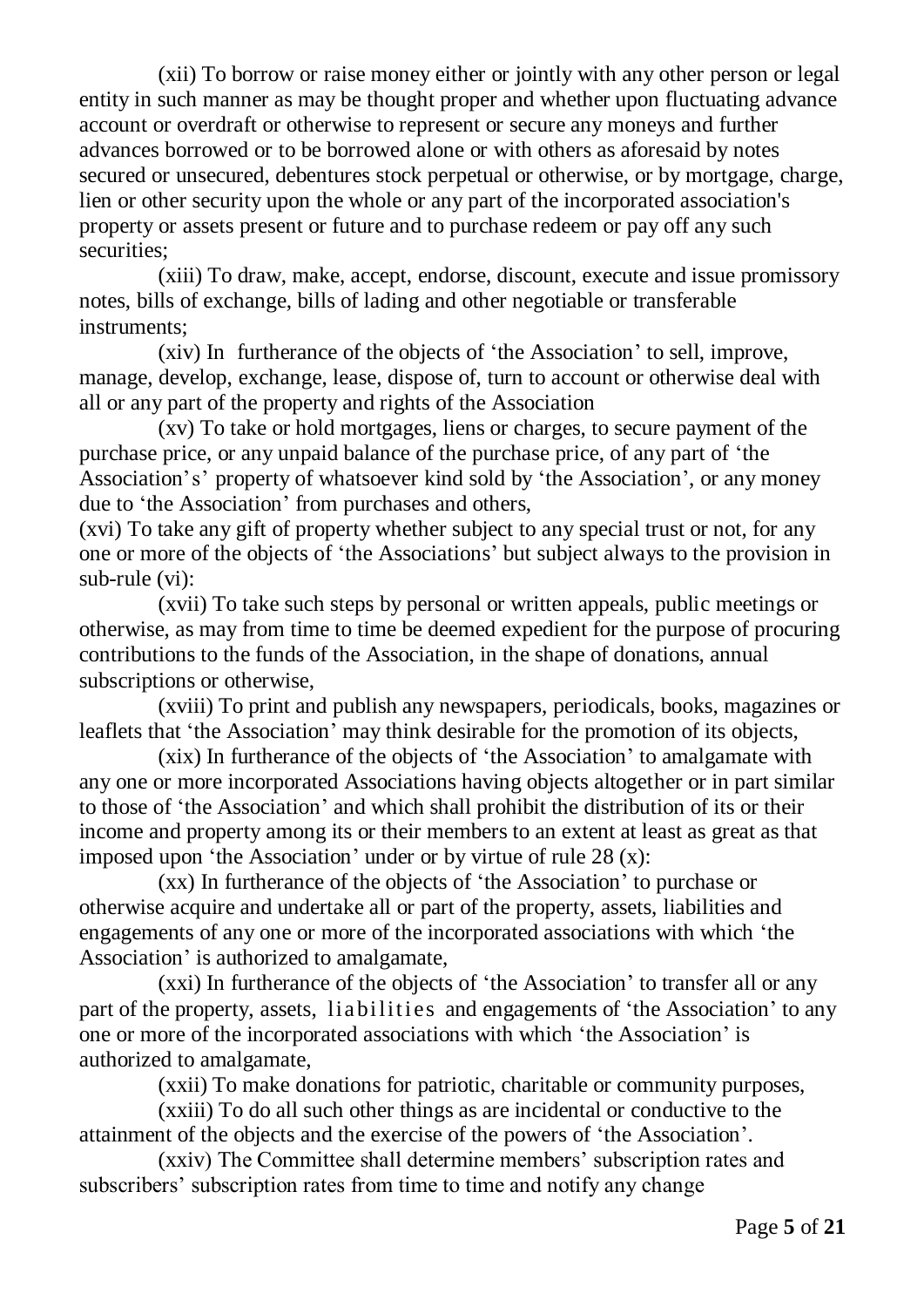(xii) To borrow or raise money either or jointly with any other person or legal entity in such manner as may be thought proper and whether upon fluctuating advance account or overdraft or otherwise to represent or secure any moneys and further advances borrowed or to be borrowed alone or with others as aforesaid by notes secured or unsecured, debentures stock perpetual or otherwise, or by mortgage, charge, lien or other security upon the whole or any part of the incorporated association's property or assets present or future and to purchase redeem or pay off any such securities;

(xiii) To draw, make, accept, endorse, discount, execute and issue promissory notes, bills of exchange, bills of lading and other negotiable or transferable instruments;

(xiv) In furtherance of the objects of 'the Association' to sell, improve, manage, develop, exchange, lease, dispose of, turn to account or otherwise deal with all or any part of the property and rights of the Association

(xv) To take or hold mortgages, liens or charges, to secure payment of the purchase price, or any unpaid balance of the purchase price, of any part of 'the Association's' property of whatsoever kind sold by 'the Association', or any money due to 'the Association' from purchases and others,

(xvi) To take any gift of property whether subject to any special trust or not, for any one or more of the objects of 'the Associations' but subject always to the provision in sub-rule (vi):

(xvii) To take such steps by personal or written appeals, public meetings or otherwise, as may from time to time be deemed expedient for the purpose of procuring contributions to the funds of the Association, in the shape of donations, annual subscriptions or otherwise,

(xviii) To print and publish any newspapers, periodicals, books, magazines or leaflets that 'the Association' may think desirable for the promotion of its objects,

(xix) In furtherance of the objects of 'the Association' to amalgamate with any one or more incorporated Associations having objects altogether or in part similar to those of 'the Association' and which shall prohibit the distribution of its or their income and property among its or their members to an extent at least as great as that imposed upon 'the Association' under or by virtue of rule 28 (x):

(xx) In furtherance of the objects of 'the Association' to purchase or otherwise acquire and undertake all or part of the property, assets, liabilities and engagements of any one or more of the incorporated associations with which 'the Association' is authorized to amalgamate,

(xxi) In furtherance of the objects of 'the Association' to transfer all or any part of the property, assets, liabilities and engagements of 'the Association' to any one or more of the incorporated associations with which 'the Association' is authorized to amalgamate,

(xxii) To make donations for patriotic, charitable or community purposes,

(xxiii) To do all such other things as are incidental or conductive to the attainment of the objects and the exercise of the powers of 'the Association'.

(xxiv) The Committee shall determine members' subscription rates and subscribers' subscription rates from time to time and notify any change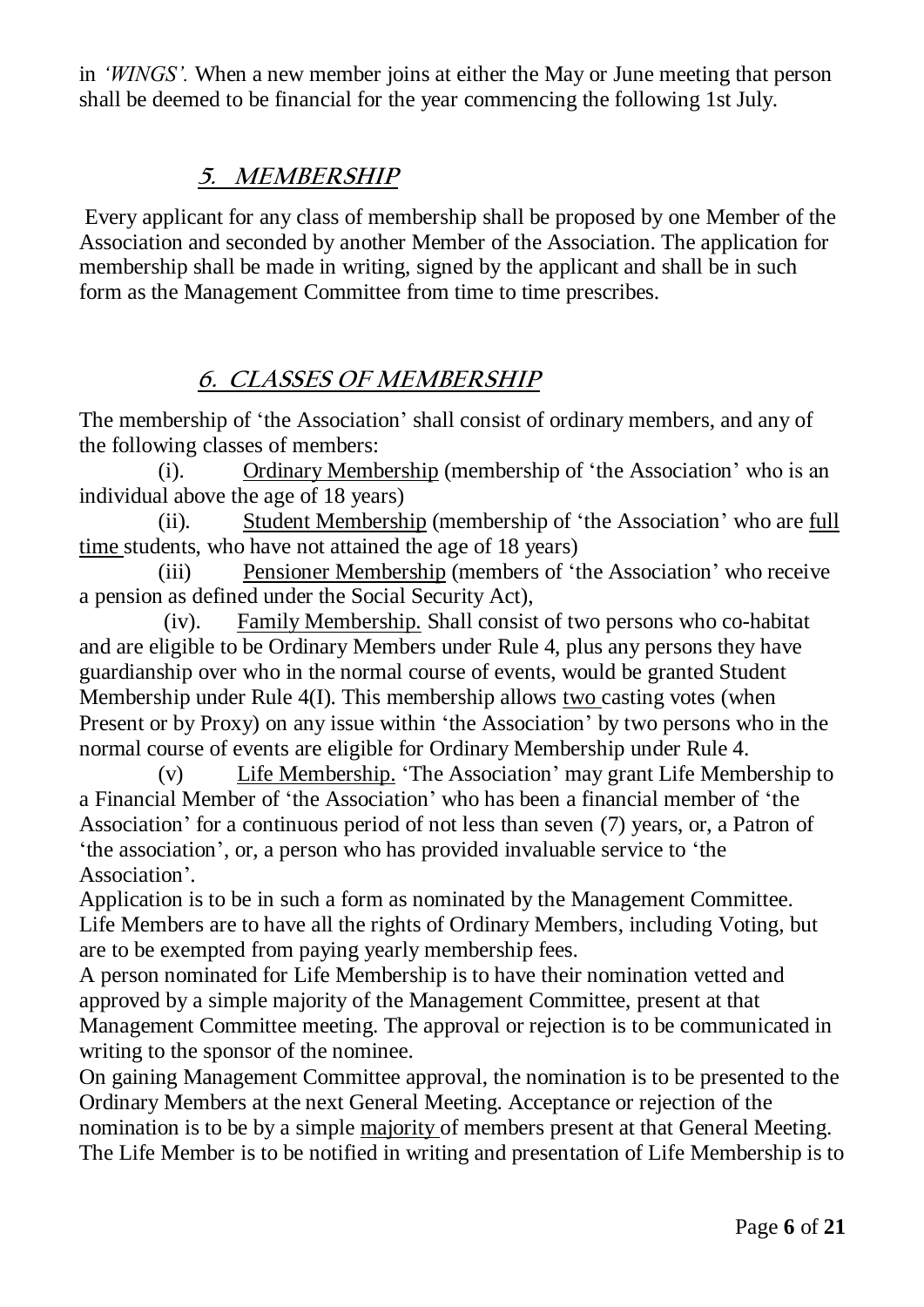in *'WINGS'.* When a new member joins at either the May or June meeting that person shall be deemed to be financial for the year commencing the following 1st July.

## *5. MEMBERSHIP*

Every applicant for any class of membership shall be proposed by one Member of the Association and seconded by another Member of the Association. The application for membership shall be made in writing, signed by the applicant and shall be in such form as the Management Committee from time to time prescribes.

## *6. CLASSES OF MEMBERSHIP*

The membership of 'the Association' shall consist of ordinary members, and any of the following classes of members:

(i). Ordinary Membership (membership of 'the Association' who is an individual above the age of 18 years)

(ii). Student Membership (membership of 'the Association' who are full time students, who have not attained the age of 18 years)

(iii) Pensioner Membership (members of 'the Association' who receive a pension as defined under the Social Security Act),

(iv). Family Membership. Shall consist of two persons who co-habitat and are eligible to be Ordinary Members under Rule 4, plus any persons they have guardianship over who in the normal course of events, would be granted Student Membership under Rule 4(I). This membership allows two casting votes (when Present or by Proxy) on any issue within 'the Association' by two persons who in the normal course of events are eligible for Ordinary Membership under Rule 4.

(v) Life Membership. 'The Association' may grant Life Membership to a Financial Member of 'the Association' who has been a financial member of 'the Association' for a continuous period of not less than seven (7) years, or, a Patron of 'the association', or, a person who has provided invaluable service to 'the Association'.

Application is to be in such a form as nominated by the Management Committee. Life Members are to have all the rights of Ordinary Members, including Voting, but are to be exempted from paying yearly membership fees.

A person nominated for Life Membership is to have their nomination vetted and approved by a simple majority of the Management Committee, present at that Management Committee meeting. The approval or rejection is to be communicated in writing to the sponsor of the nominee.

On gaining Management Committee approval, the nomination is to be presented to the Ordinary Members at the next General Meeting. Acceptance or rejection of the nomination is to be by a simple majority of members present at that General Meeting. The Life Member is to be notified in writing and presentation of Life Membership is to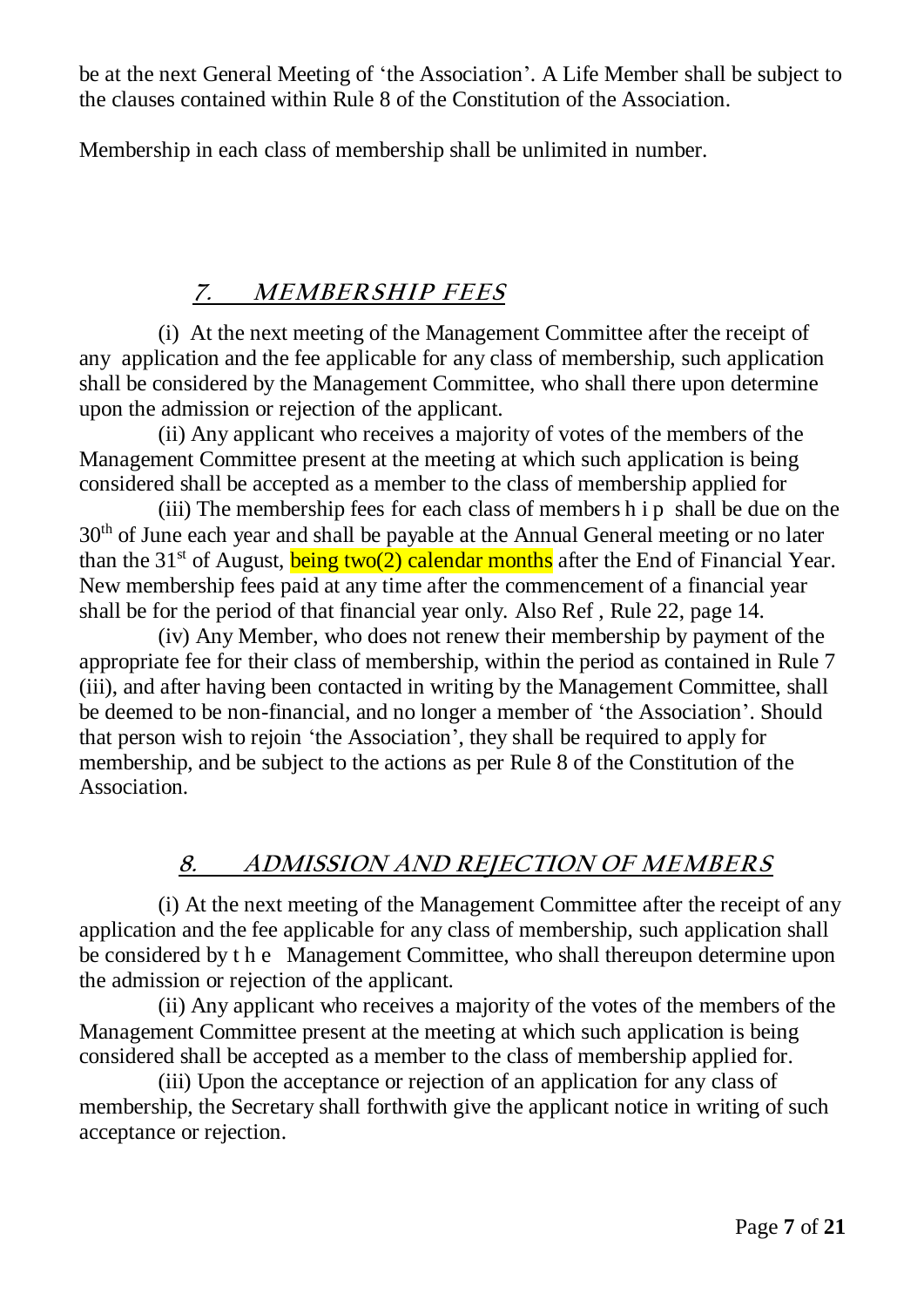be at the next General Meeting of 'the Association'. A Life Member shall be subject to the clauses contained within Rule 8 of the Constitution of the Association.

Membership in each class of membership shall be unlimited in number.

## *7. MEMBERSHIP FEES*

(i) At the next meeting of the Management Committee after the receipt of any application and the fee applicable for any class of membership, such application shall be considered by the Management Committee, who shall there upon determine upon the admission or rejection of the applicant.

(ii) Any applicant who receives a majority of votes of the members of the Management Committee present at the meeting at which such application is being considered shall be accepted as a member to the class of membership applied for

(iii) The membership fees for each class of membership shall be due on the 30th of June each year and shall be payable at the Annual General meeting or no later than the 31st of August, being two(2) calendar months after the End of Financial Year. New membership fees paid at any time after the commencement of a financial year shall be for the period of that financial year only. Also Ref , Rule 22, page 14.

(iv) Any Member, who does not renew their membership by payment of the appropriate fee for their class of membership, within the period as contained in Rule 7 (iii), and after having been contacted in writing by the Management Committee, shall be deemed to be non-financial, and no longer a member of 'the Association'. Should that person wish to rejoin 'the Association', they shall be required to apply for membership, and be subject to the actions as per Rule 8 of the Constitution of the Association.

## *8. ADMISSION AND REJECTION OF MEMBERS*

(i) At the next meeting of the Management Committee after the receipt of any application and the fee applicable for any class of membership, such application shall be considered by the Management Committee, who shall thereupon determine upon the admission or rejection of the applicant.

(ii) Any applicant who receives a majority of the votes of the members of the Management Committee present at the meeting at which such application is being considered shall be accepted as a member to the class of membership applied for.

(iii) Upon the acceptance or rejection of an application for any class of membership, the Secretary shall forthwith give the applicant notice in writing of such acceptance or rejection.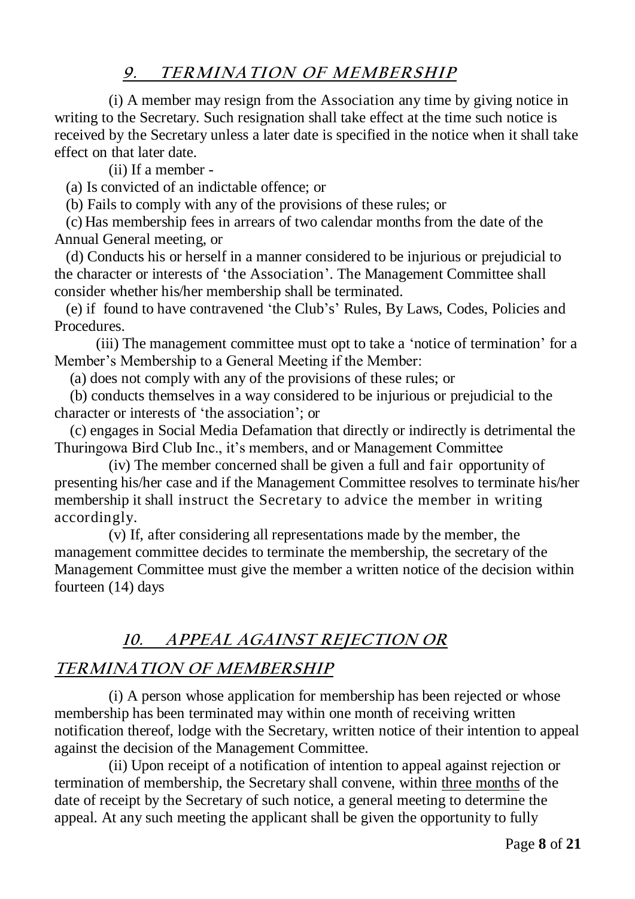## *9. TERMINATION OF MEMBERSHIP*

(i) A member may resign from the Association any time by giving notice in writing to the Secretary. Such resignation shall take effect at the time such notice is received by the Secretary unless a later date is specified in the notice when it shall take effect on that later date.

(ii) If a member -

(a) Is convicted of an indictable offence; or

(b) Fails to comply with any of the provisions of these rules; or

(c) Has membership fees in arrears of two calendar months from the date of the Annual General meeting, or

(d) Conducts his or herself in a manner considered to be injurious or prejudicial to the character or interests of 'the Association'. The Management Committee shall consider whether his/her membership shall be terminated.

(e) if found to have contravened 'the Club's' Rules, By Laws, Codes, Policies and Procedures.

(iii) The management committee must opt to take a 'notice of termination' for a Member's Membership to a General Meeting if the Member:

(a) does not comply with any of the provisions of these rules; or

(b) conducts themselves in a way considered to be injurious or prejudicial to the character or interests of 'the association'; or

(c) engages in Social Media Defamation that directly or indirectly is detrimental the Thuringowa Bird Club Inc., it's members, and or Management Committee

(iv) The member concerned shall be given a full and fair opportunity of presenting his/her case and if the Management Committee resolves to terminate his/her membership it shall instruct the Secretary to advice the member in writing accordingly.

(v) If, after considering all representations made by the member, the management committee decides to terminate the membership, the secretary of the Management Committee must give the member a written notice of the decision within fourteen (14) days

## *10. APPEAL AGAINST REJECTION OR TERMINATION OF MEMBERSHIP*

(i) A person whose application for membership has been rejected or whose membership has been terminated may within one month of receiving written notification thereof, lodge with the Secretary, written notice of their intention to appeal against the decision of the Management Committee.

(ii) Upon receipt of a notification of intention to appeal against rejection or termination of membership, the Secretary shall convene, within three months of the date of receipt by the Secretary of such notice, a general meeting to determine the appeal. At any such meeting the applicant shall be given the opportunity to fully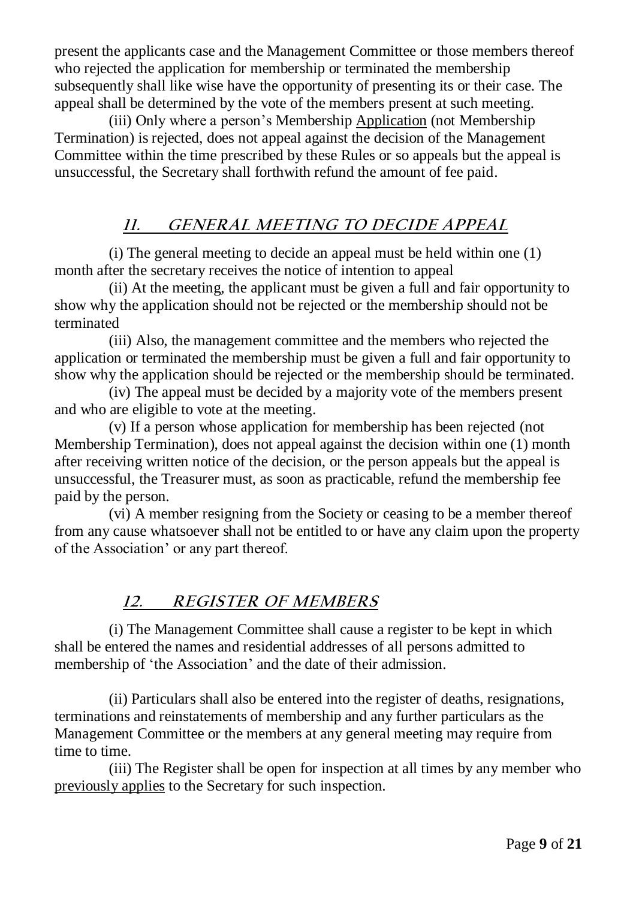present the applicants case and the Management Committee or those members thereof who rejected the application for membership or terminated the membership subsequently shall like wise have the opportunity of presenting its or their case. The appeal shall be determined by the vote of the members present at such meeting.

(iii) Only where a person's Membership Application (not Membership Termination) is rejected, does not appeal against the decision of the Management Committee within the time prescribed by these Rules or so appeals but the appeal is unsuccessful, the Secretary shall forthwith refund the amount of fee paid.

## *11. GENERAL MEETING TO DECIDE APPEAL*

(i) The general meeting to decide an appeal must be held within one (1) month after the secretary receives the notice of intention to appeal

(ii) At the meeting, the applicant must be given a full and fair opportunity to show why the application should not be rejected or the membership should not be terminated

(iii) Also, the management committee and the members who rejected the application or terminated the membership must be given a full and fair opportunity to show why the application should be rejected or the membership should be terminated.

(iv) The appeal must be decided by a majority vote of the members present and who are eligible to vote at the meeting.

(v) If a person whose application for membership has been rejected (not Membership Termination), does not appeal against the decision within one (1) month after receiving written notice of the decision, or the person appeals but the appeal is unsuccessful, the Treasurer must, as soon as practicable, refund the membership fee paid by the person.

(vi) A member resigning from the Society or ceasing to be a member thereof from any cause whatsoever shall not be entitled to or have any claim upon the property of the Association' or any part thereof.

## *12. REGISTER OF MEMBERS*

(i) The Management Committee shall cause a register to be kept in which shall be entered the names and residential addresses of all persons admitted to membership of 'the Association' and the date of their admission.

(ii) Particulars shall also be entered into the register of deaths, resignations, terminations and reinstatements of membership and any further particulars as the Management Committee or the members at any general meeting may require from time to time.

(iii) The Register shall be open for inspection at all times by any member who previously applies to the Secretary for such inspection.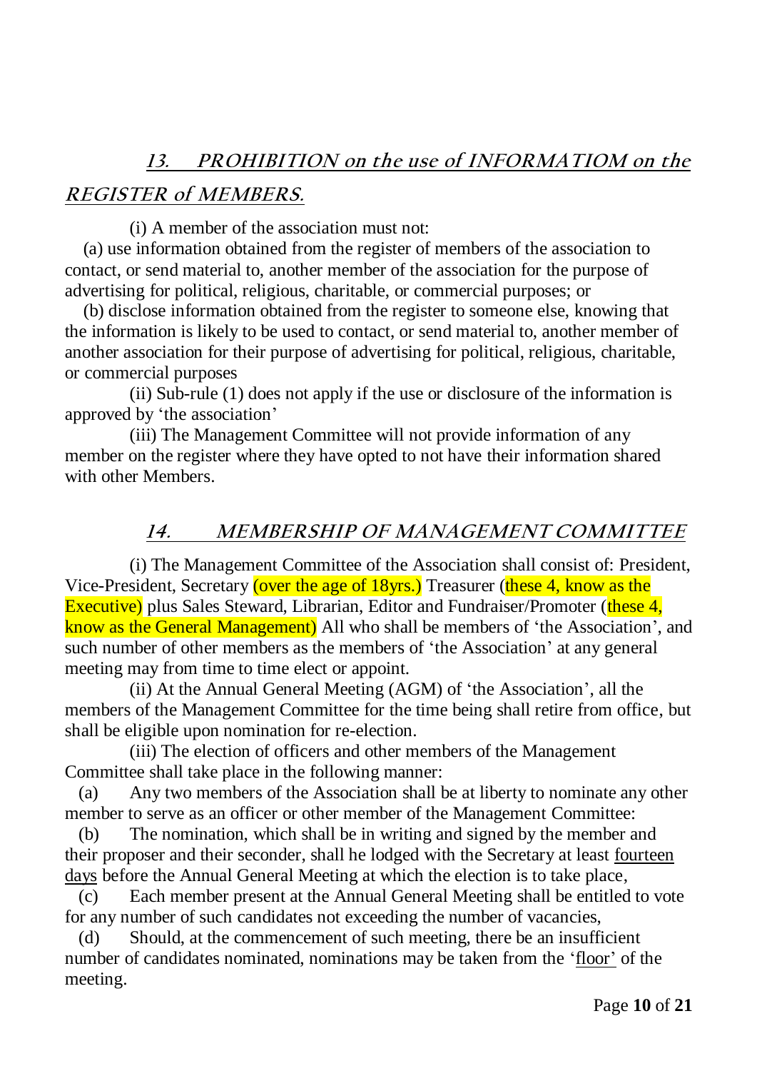## *13. PROHIBITION on the use of INFORMATIOM on the REGISTER of MEMBERS.*

(i) A member of the association must not:

(a) use information obtained from the register of members of the association to contact, or send material to, another member of the association for the purpose of advertising for political, religious, charitable, or commercial purposes; or

(b) disclose information obtained from the register to someone else, knowing that the information is likely to be used to contact, or send material to, another member of another association for their purpose of advertising for political, religious, charitable, or commercial purposes

(ii) Sub-rule (1) does not apply if the use or disclosure of the information is approved by 'the association'

(iii) The Management Committee will not provide information of any member on the register where they have opted to not have their information shared with other Members.

## *14. MEMBERSHIP OF MANAGEMENT COMMITTEE*

(i) The Management Committee of the Association shall consist of: President, Vice-President, Secretary (over the age of 18yrs.) Treasurer (these 4, know as the Executive) plus Sales Steward, Librarian, Editor and Fundraiser/Promoter (these 4, know as the General Management) All who shall be members of 'the Association', and such number of other members as the members of 'the Association' at any general meeting may from time to time elect or appoint.

(ii) At the Annual General Meeting (AGM) of 'the Association', all the members of the Management Committee for the time being shall retire from office, but shall be eligible upon nomination for re-election.

(iii) The election of officers and other members of the Management Committee shall take place in the following manner:

(a) Any two members of the Association shall be at liberty to nominate any other member to serve as an officer or other member of the Management Committee:

(b) The nomination, which shall be in writing and signed by the member and their proposer and their seconder, shall he lodged with the Secretary at least fourteen days before the Annual General Meeting at which the election is to take place,

(c) Each member present at the Annual General Meeting shall be entitled to vote for any number of such candidates not exceeding the number of vacancies,

(d) Should, at the commencement of such meeting, there be an insufficient number of candidates nominated, nominations may be taken from the 'floor' of the meeting.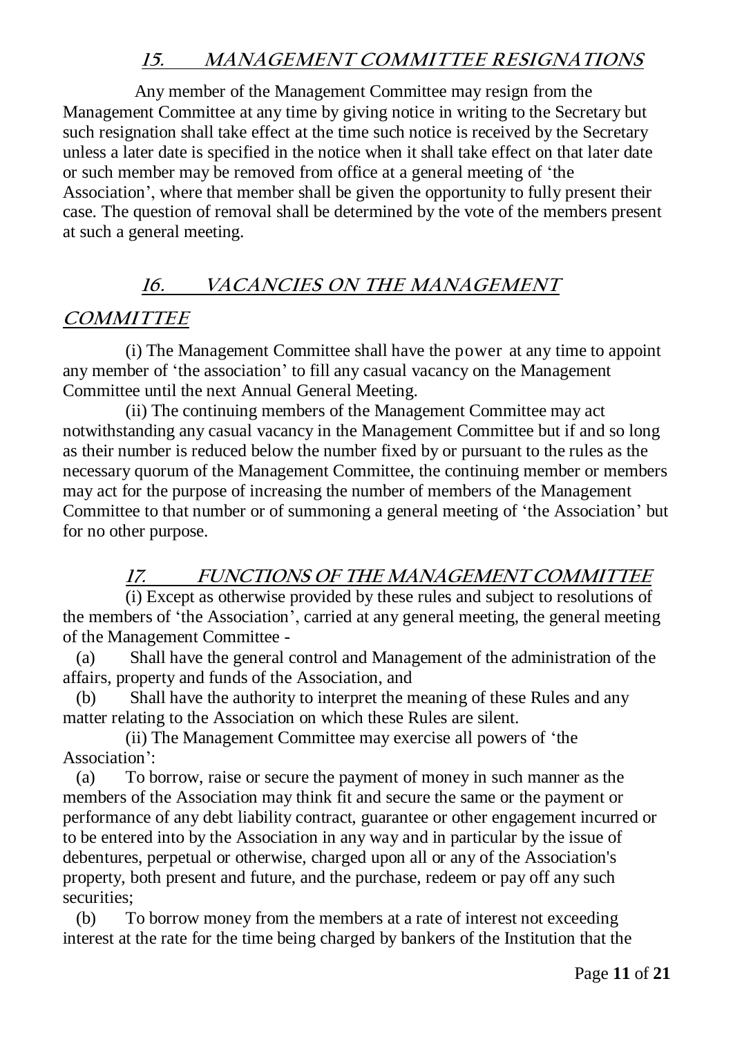## 15. MANAGEMENT COMMITTEE RESIGNATIONS

Any member of the Management Committee may resign from the Management Committee at any time by giving notice in writing to the Secretary but such resignation shall take effect at the time such notice is received by the Secretary unless a later date is specified in the notice when it shall take effect on that later date or such member may be removed from office at a general meeting of 'the Association', where that member shall be given the opportunity to fully present their case. The question of removal shall be determined by the vote of the members present at such a general meeting.

## 16. VACANCIES ON THE MANAGEMENT COMMITTEE

(i) The Management Committee shall have the power at any time to appoint any member of 'the association' to fill any casual vacancy on the Management Committee until the next Annual General Meeting.

(ii) The continuing members of the Management Committee may act notwithstanding any casual vacancy in the Management Committee but if and so long as their number is reduced below the number fixed by or pursuant to the rules as the necessary quorum of the Management Committee, the continuing member or members may act for the purpose of increasing the number of members of the Management Committee to that number or of summoning a general meeting of 'the Association' but for no other purpose.

## 17. FUNCTIONS OF THE MANAGEMENT COMMITTEE

(i) Except as otherwise provided by these rules and subject to resolutions of the members of 'the Association', carried at any general meeting, the general meeting of the Management Committee -

(a) Shall have the general control and Management of the administration of the affairs, property and funds of the Association, and

(b) Shall have the authority to interpret the meaning of these Rules and any matter relating to the Association on which these Rules are silent.

(ii) The Management Committee may exercise all powers of 'the Association':

(a) To borrow, raise or secure the payment of money in such manner as the members of the Association may think fit and secure the same or the payment or performance of any debt liability contract, guarantee or other engagement incurred or to be entered into by the Association in any way and in particular by the issue of debentures, perpetual or otherwise, charged upon all or any of the Association's property, both present and future, and the purchase, redeem or pay off any such securities;

(b) To borrow money from the members at a rate of interest not exceeding interest at the rate for the time being charged by bankers of the Institution that the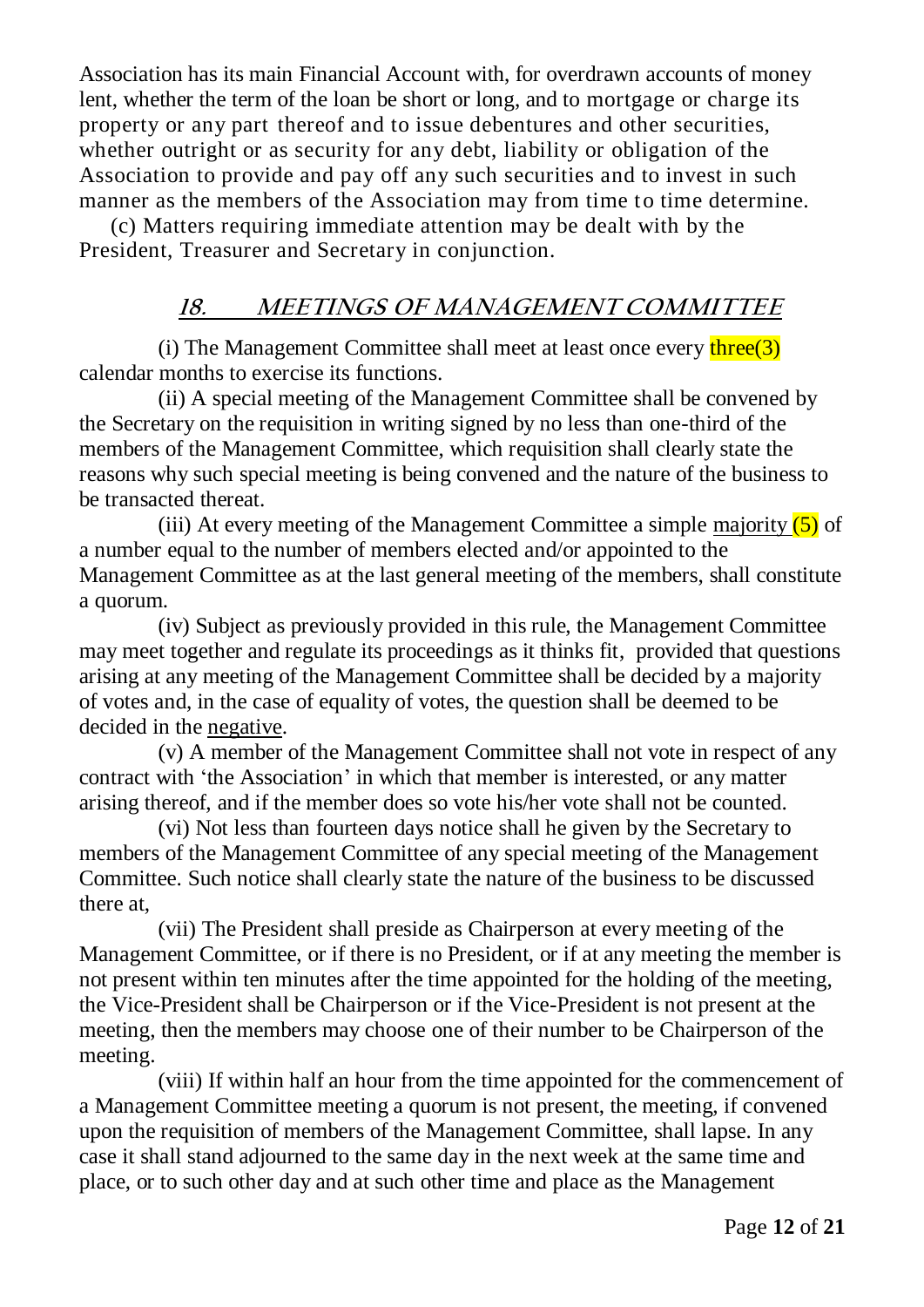Association has its main Financial Account with, for overdrawn accounts of money lent, whether the term of the loan be short or long, and to mortgage or charge its property or any part thereof and to issue debentures and other securities, whether outright or as security for any debt, liability or obligation of the Association to provide and pay off any such securities and to invest in such manner as the members of the Association may from time to time determine.

(c) Matters requiring immediate attention may be dealt with by the President, Treasurer and Secretary in conjunction.

## ***18. MEETINGS OF MANAGEMENT COMMITTEE***

(i) The Management Committee shall meet at least once every three(3) calendar months to exercise its functions.

(ii) A special meeting of the Management Committee shall be convened by the Secretary on the requisition in writing signed by no less than one-third of the members of the Management Committee, which requisition shall clearly state the reasons why such special meeting is being convened and the nature of the business to be transacted thereat.

(iii) At every meeting of the Management Committee a simple <u>majority</u> (5) of a number equal to the number of members elected and/or appointed to the Management Committee as at the last general meeting of the members, shall constitute a quorum.

(iv) Subject as previously provided in this rule, the Management Committee may meet together and regulate its proceedings as it thinks fit, provided that questions arising at any meeting of the Management Committee shall be decided by a majority of votes and, in the case of equality of votes, the question shall be deemed to be decided in the <u>negative</u>.

(v) A member of the Management Committee shall not vote in respect of any contract with 'the Association' in which that member is interested, or any matter arising thereof, and if the member does so vote his/her vote shall not be counted.

(vi) Not less than fourteen days notice shall he given by the Secretary to members of the Management Committee of any special meeting of the Management Committee. Such notice shall clearly state the nature of the business to be discussed there at,

(vii) The President shall preside as Chairperson at every meeting of the Management Committee, or if there is no President, or if at any meeting the member is not present within ten minutes after the time appointed for the holding of the meeting, the Vice-President shall be Chairperson or if the Vice-President is not present at the meeting, then the members may choose one of their number to be Chairperson of the meeting.

(viii) If within half an hour from the time appointed for the commencement of a Management Committee meeting a quorum is not present, the meeting, if convened upon the requisition of members of the Management Committee, shall lapse. In any case it shall stand adjourned to the same day in the next week at the same time and place, or to such other day and at such other time and place as the Management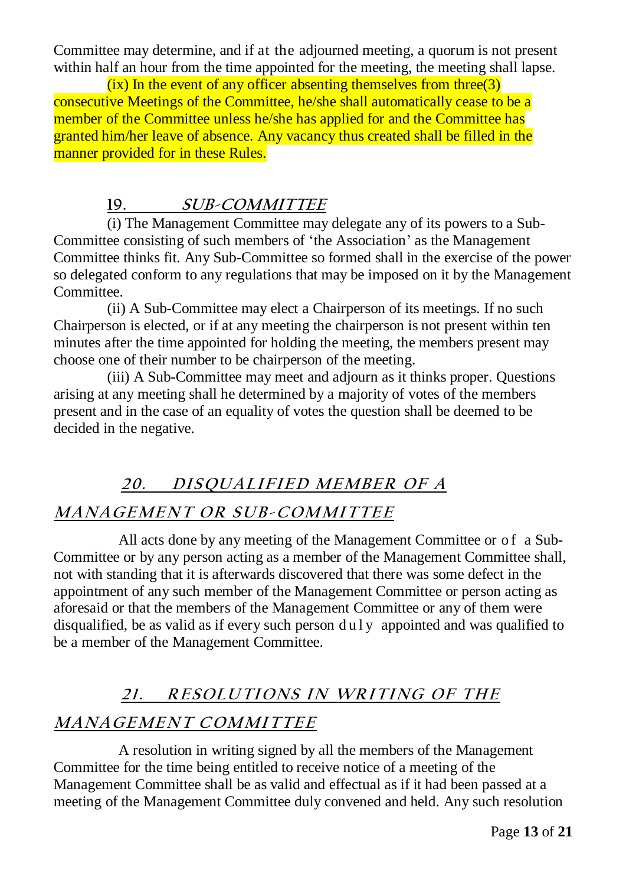Committee may determine, and if at the adjourned meeting, a quorum is not present within half an hour from the time appointed for the meeting, the meeting shall lapse.

(ix) In the event of any officer absenting themselves from three(3) consecutive Meetings of the Committee, he/she shall automatically cease to be a member of the Committee unless he/she has applied for and the Committee has granted him/her leave of absence. Any vacancy thus created shall be filled in the manner provided for in these Rules.

## 19. *SUB-COMMITTEE*

(i) The Management Committee may delegate any of its powers to a Sub-Committee consisting of such members of 'the Association' as the Management Committee thinks fit. Any Sub-Committee so formed shall in the exercise of the power so delegated conform to any regulations that may be imposed on it by the Management Committee.

(ii) A Sub-Committee may elect a Chairperson of its meetings. If no such Chairperson is elected, or if at any meeting the chairperson is not present within ten minutes after the time appointed for holding the meeting, the members present may choose one of their number to be chairperson of the meeting.

(iii) A Sub-Committee may meet and adjourn as it thinks proper. Questions arising at any meeting shall he determined by a majority of votes of the members present and in the case of an equality of votes the question shall be deemed to be decided in the negative.

## *20. DISQUALIFIED MEMBER OF A MANAGEMENT OR SUB-COMMITTEE*

All acts done by any meeting of the Management Committee or of a Sub-Committee or by any person acting as a member of the Management Committee shall, not with standing that it is afterwards discovered that there was some defect in the appointment of any such member of the Management Committee or person acting as aforesaid or that the members of the Management Committee or any of them were disqualified, be as valid as if every such person duly appointed and was qualified to be a member of the Management Committee.

## *21. RESOLUTIONS IN WRITING OF THE MANAGEMENT COMMITTEE*

A resolution in writing signed by all the members of the Management Committee for the time being entitled to receive notice of a meeting of the Management Committee shall be as valid and effectual as if it had been passed at a meeting of the Management Committee duly convened and held. Any such resolution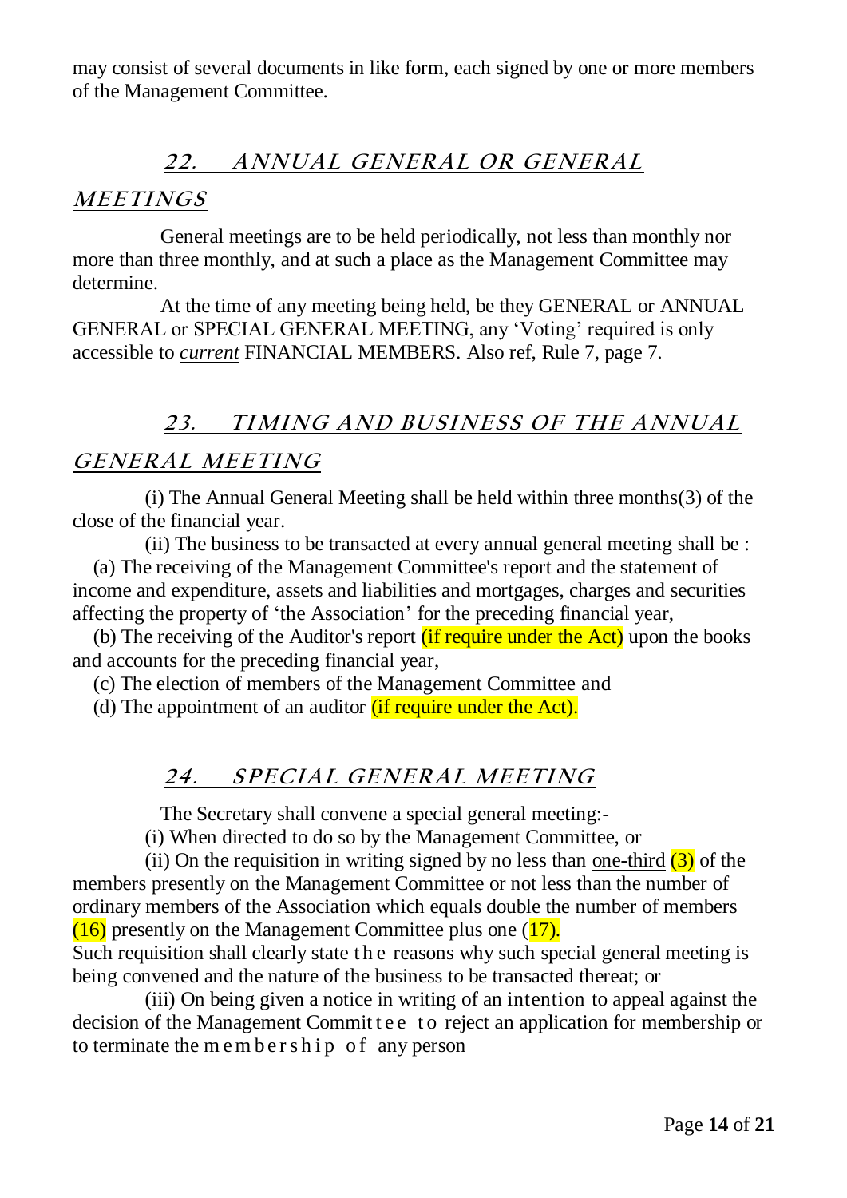may consist of several documents in like form, each signed by one or more members of the Management Committee.

## *22. ANNUAL GENERAL OR GENERAL MEETINGS*

General meetings are to be held periodically, not less than monthly nor more than three monthly, and at such a place as the Management Committee may determine.

At the time of any meeting being held, be they GENERAL or ANNUAL GENERAL or SPECIAL GENERAL MEETING, any 'Voting' required is only accessible to *current* FINANCIAL MEMBERS. Also ref, Rule 7, page 7.

## *23. TIMING AND BUSINESS OF THE ANNUAL GENERAL MEETING*

(i) The Annual General Meeting shall be held within three months(3) of the close of the financial year.

(ii) The business to be transacted at every annual general meeting shall be :

(a) The receiving of the Management Committee's report and the statement of income and expenditure, assets and liabilities and mortgages, charges and securities affecting the property of 'the Association' for the preceding financial year,

(b) The receiving of the Auditor's report (if require under the Act) upon the books and accounts for the preceding financial year,

(c) The election of members of the Management Committee and

(d) The appointment of an auditor (if require under the Act).

## *24. SPECIAL GENERAL MEETING*

The Secretary shall convene a special general meeting:-

(i) When directed to do so by the Management Committee, or

(ii) On the requisition in writing signed by no less than one-third (3) of the members presently on the Management Committee or not less than the number of ordinary members of the Association which equals double the number of members (16) presently on the Management Committee plus one (17).

Such requisition shall clearly state the reasons why such special general meeting is being convened and the nature of the business to be transacted thereat; or

(iii) On being given a notice in writing of an intention to appeal against the decision of the Management Committee to reject an application for membership or to terminate the membership of any person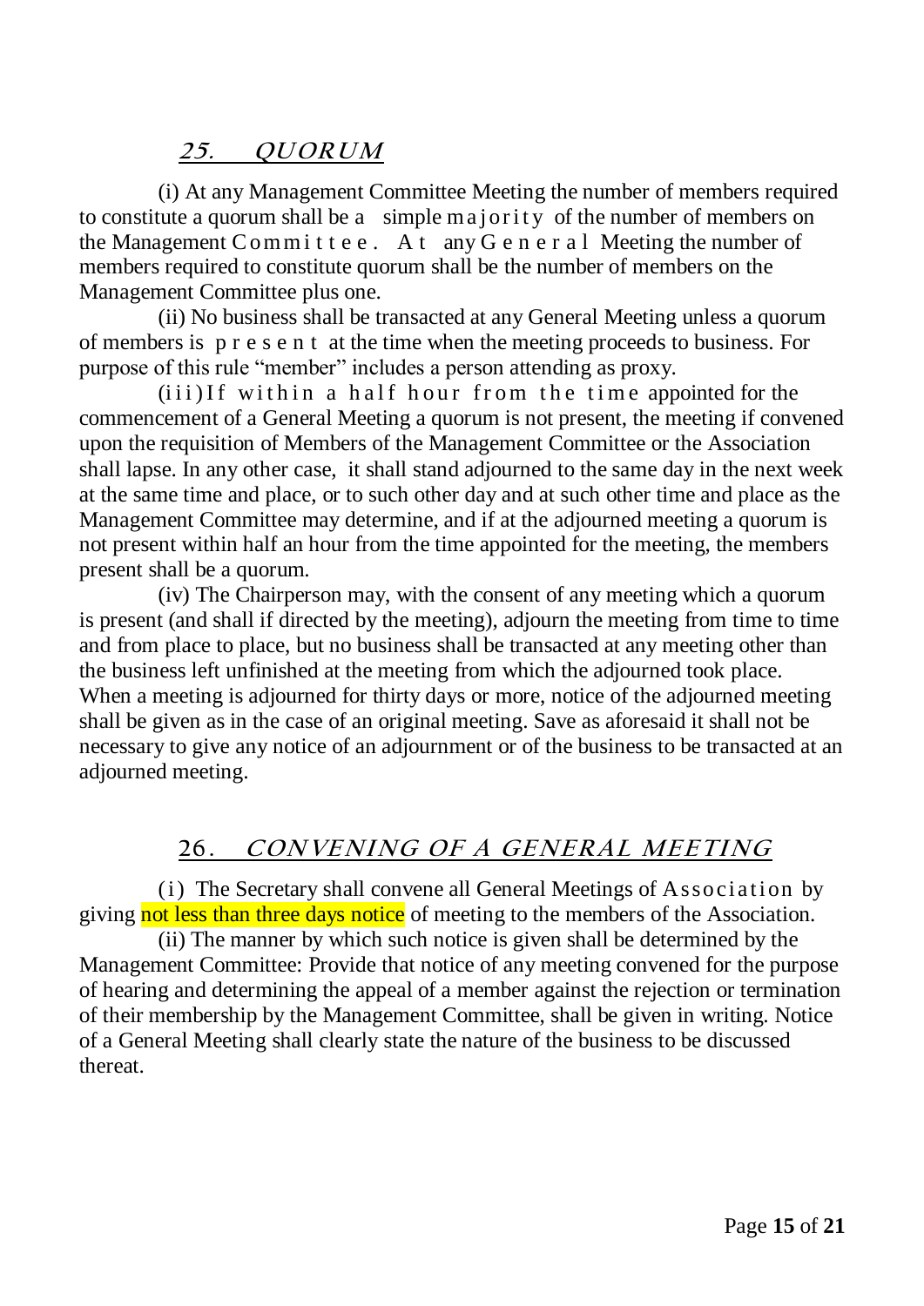## *25. QUORUM*

(i) At any Management Committee Meeting the number of members required to constitute a quorum shall be a simple majority of the number of members on the Management Committee. At any General Meeting the number of members required to constitute quorum shall be the number of members on the Management Committee plus one.

(ii) No business shall be transacted at any General Meeting unless a quorum of members is present at the time when the meeting proceeds to business. For purpose of this rule "member" includes a person attending as proxy.

(iii) If within a half hour from the time appointed for the commencement of a General Meeting a quorum is not present, the meeting if convened upon the requisition of Members of the Management Committee or the Association shall lapse. In any other case, it shall stand adjourned to the same day in the next week at the same time and place, or to such other day and at such other time and place as the Management Committee may determine, and if at the adjourned meeting a quorum is not present within half an hour from the time appointed for the meeting, the members present shall be a quorum.

(iv) The Chairperson may, with the consent of any meeting which a quorum is present (and shall if directed by the meeting), adjourn the meeting from time to time and from place to place, but no business shall be transacted at any meeting other than the business left unfinished at the meeting from which the adjourned took place. When a meeting is adjourned for thirty days or more, notice of the adjourned meeting shall be given as in the case of an original meeting. Save as aforesaid it shall not be necessary to give any notice of an adjournment or of the business to be transacted at an adjourned meeting.

## *26. CONVENING OF A GENERAL MEETING*

(i) The Secretary shall convene all General Meetings of Association by giving not less than three days notice of meeting to the members of the Association.

(ii) The manner by which such notice is given shall be determined by the Management Committee: Provide that notice of any meeting convened for the purpose of hearing and determining the appeal of a member against the rejection or termination of their membership by the Management Committee, shall be given in writing. Notice of a General Meeting shall clearly state the nature of the business to be discussed thereat.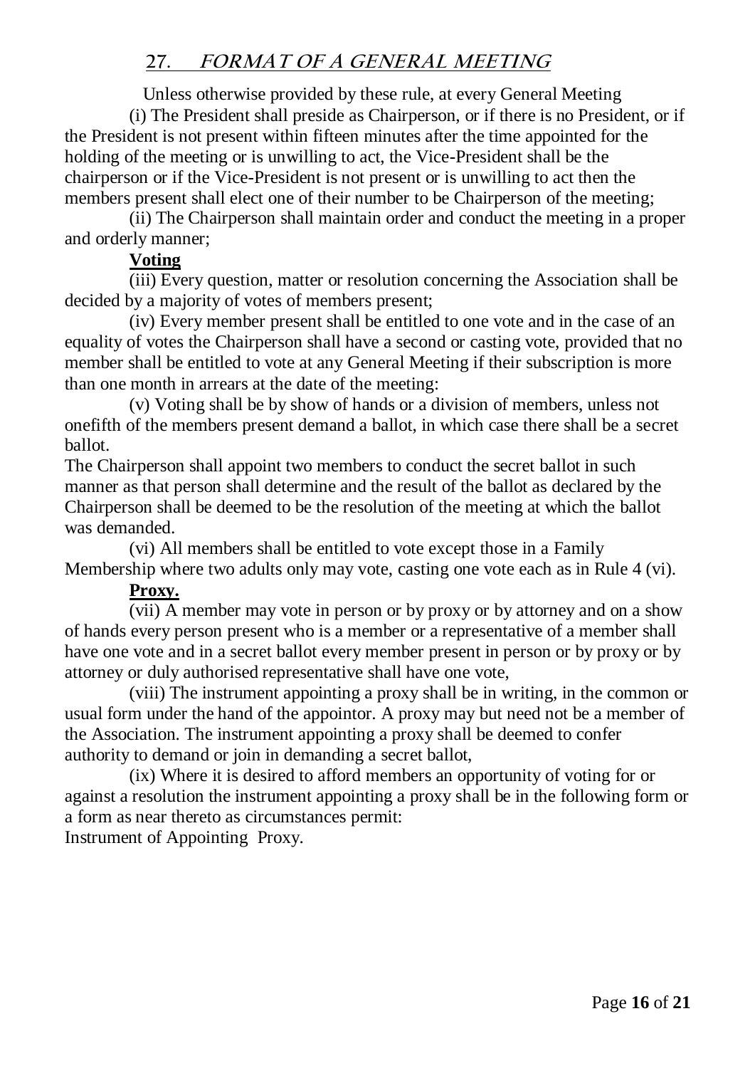## 27. *FORMAT OF A GENERAL MEETING*

Unless otherwise provided by these rule, at every General Meeting

(i) The President shall preside as Chairperson, or if there is no President, or if the President is not present within fifteen minutes after the time appointed for the holding of the meeting or is unwilling to act, the Vice-President shall be the chairperson or if the Vice-President is not present or is unwilling to act then the members present shall elect one of their number to be Chairperson of the meeting;

(ii) The Chairperson shall maintain order and conduct the meeting in a proper and orderly manner;

**Voting**

(iii) Every question, matter or resolution concerning the Association shall be decided by a majority of votes of members present;

(iv) Every member present shall be entitled to one vote and in the case of an equality of votes the Chairperson shall have a second or casting vote, provided that no member shall be entitled to vote at any General Meeting if their subscription is more than one month in arrears at the date of the meeting:

(v) Voting shall be by show of hands or a division of members, unless not onefifth of the members present demand a ballot, in which case there shall be a secret ballot.

The Chairperson shall appoint two members to conduct the secret ballot in such manner as that person shall determine and the result of the ballot as declared by the Chairperson shall be deemed to be the resolution of the meeting at which the ballot was demanded.

(vi) All members shall be entitled to vote except those in a Family Membership where two adults only may vote, casting one vote each as in Rule 4 (vi).

**Proxy.**

(vii) A member may vote in person or by proxy or by attorney and on a show of hands every person present who is a member or a representative of a member shall have one vote and in a secret ballot every member present in person or by proxy or by attorney or duly authorised representative shall have one vote,

(viii) The instrument appointing a proxy shall be in writing, in the common or usual form under the hand of the appointor. A proxy may but need not be a member of the Association. The instrument appointing a proxy shall be deemed to confer authority to demand or join in demanding a secret ballot,

(ix) Where it is desired to afford members an opportunity of voting for or against a resolution the instrument appointing a proxy shall be in the following form or a form as near thereto as circumstances permit:

Instrument of Appointing Proxy.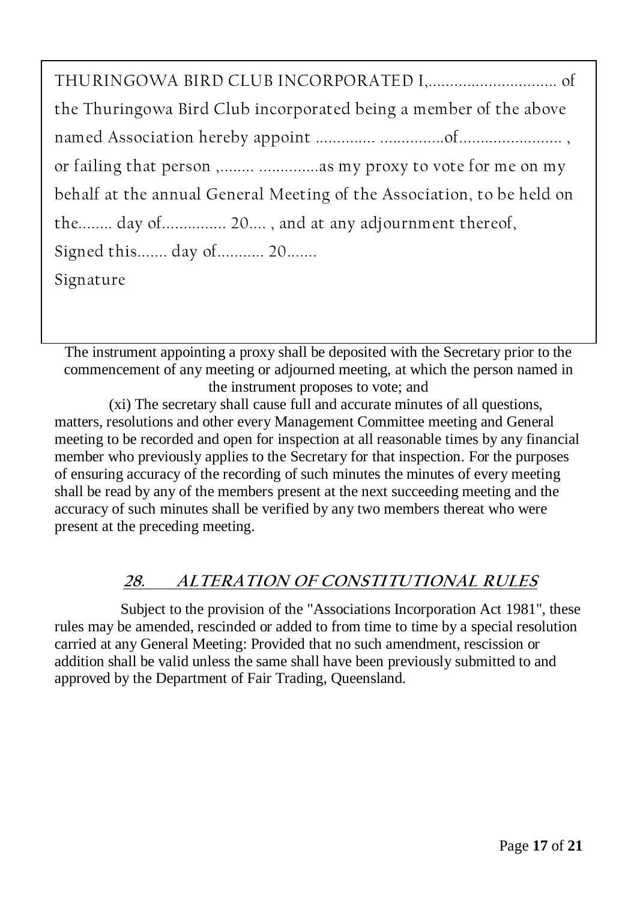THURINGOWA BIRD CLUB INCORPORATED I,.............................. of the Thuringowa Bird Club incorporated being a member of the above named Association hereby appoint .............. ...............of........................ , or failing that person ,........ ..............as my proxy to vote for me on my behalf at the annual General Meeting of the Association, to be held on the........ day of............... 20.... , and at any adjournment thereof,
Signed this....... day of........... 20.......
Signature

The instrument appointing a proxy shall be deposited with the Secretary prior to the commencement of any meeting or adjourned meeting, at which the person named in the instrument proposes to vote; and

(xi) The secretary shall cause full and accurate minutes of all questions, matters, resolutions and other every Management Committee meeting and General meeting to be recorded and open for inspection at all reasonable times by any financial member who previously applies to the Secretary for that inspection. For the purposes of ensuring accuracy of the recording of such minutes the minutes of every meeting shall be read by any of the members present at the next succeeding meeting and the accuracy of such minutes shall be verified by any two members thereat who were present at the preceding meeting.

## ***28. ALTERATION OF CONSTITUTIONAL RULES***

Subject to the provision of the "Associations Incorporation Act 1981", these rules may be amended, rescinded or added to from time to time by a special resolution carried at any General Meeting: Provided that no such amendment, rescission or addition shall be valid unless the same shall have been previously submitted to and approved by the Department of Fair Trading, Queensland.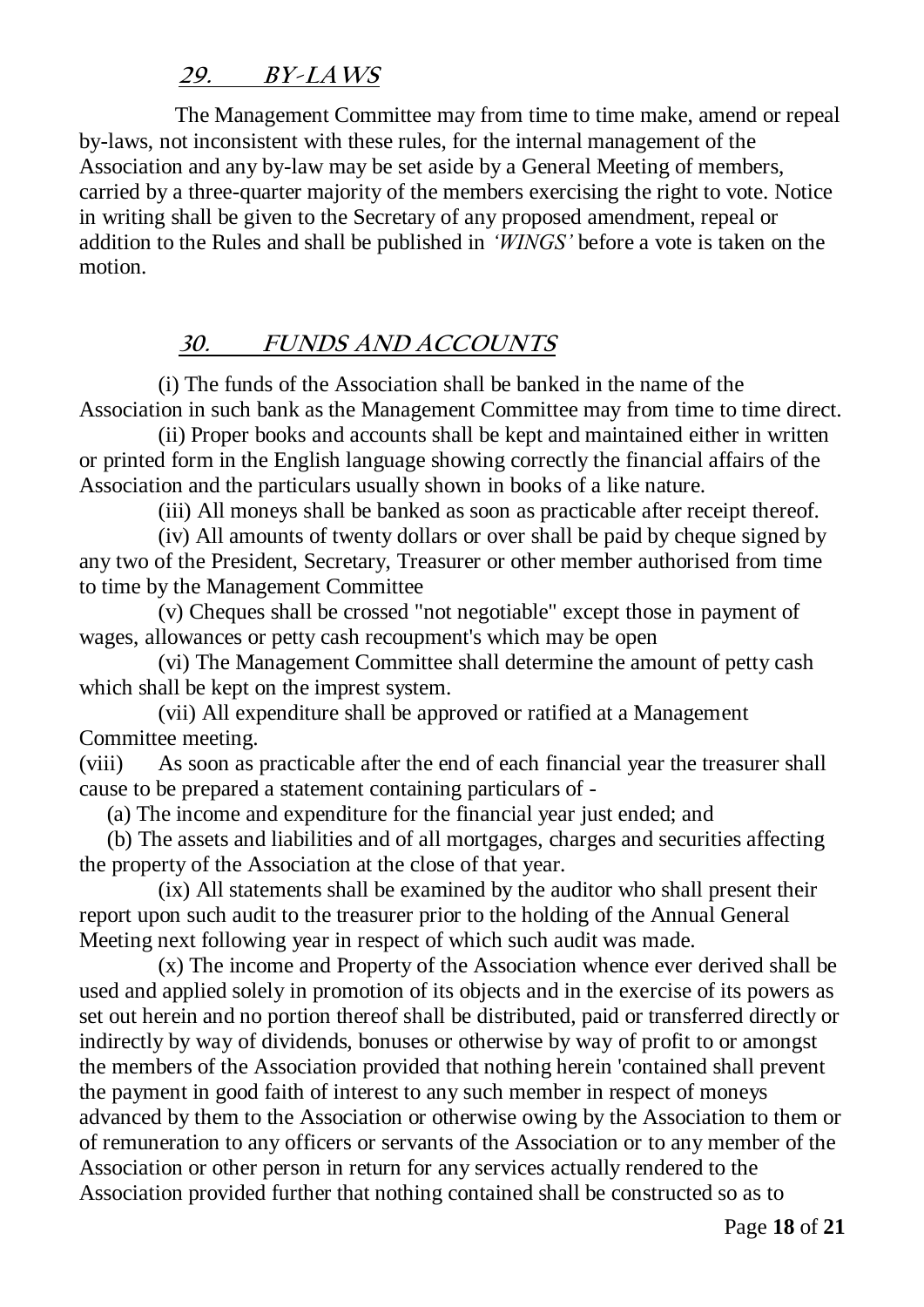## *29. BY-LAWS*

The Management Committee may from time to time make, amend or repeal by-laws, not inconsistent with these rules, for the internal management of the Association and any by-law may be set aside by a General Meeting of members, carried by a three-quarter majority of the members exercising the right to vote. Notice in writing shall be given to the Secretary of any proposed amendment, repeal or addition to the Rules and shall be published in *'WINGS'* before a vote is taken on the motion.

## *30. FUNDS AND ACCOUNTS*

(i) The funds of the Association shall be banked in the name of the Association in such bank as the Management Committee may from time to time direct.

(ii) Proper books and accounts shall be kept and maintained either in written or printed form in the English language showing correctly the financial affairs of the Association and the particulars usually shown in books of a like nature.

(iii) All moneys shall be banked as soon as practicable after receipt thereof.

(iv) All amounts of twenty dollars or over shall be paid by cheque signed by any two of the President, Secretary, Treasurer or other member authorised from time to time by the Management Committee

(v) Cheques shall be crossed "not negotiable" except those in payment of wages, allowances or petty cash recoupment's which may be open

(vi) The Management Committee shall determine the amount of petty cash which shall be kept on the imprest system.

(vii) All expenditure shall be approved or ratified at a Management Committee meeting.

(viii) As soon as practicable after the end of each financial year the treasurer shall cause to be prepared a statement containing particulars of -

(a) The income and expenditure for the financial year just ended; and

(b) The assets and liabilities and of all mortgages, charges and securities affecting the property of the Association at the close of that year.

(ix) All statements shall be examined by the auditor who shall present their report upon such audit to the treasurer prior to the holding of the Annual General Meeting next following year in respect of which such audit was made.

(x) The income and Property of the Association whence ever derived shall be used and applied solely in promotion of its objects and in the exercise of its powers as set out herein and no portion thereof shall be distributed, paid or transferred directly or indirectly by way of dividends, bonuses or otherwise by way of profit to or amongst the members of the Association provided that nothing herein 'contained shall prevent the payment in good faith of interest to any such member in respect of moneys advanced by them to the Association or otherwise owing by the Association to them or of remuneration to any officers or servants of the Association or to any member of the Association or other person in return for any services actually rendered to the Association provided further that nothing contained shall be constructed so as to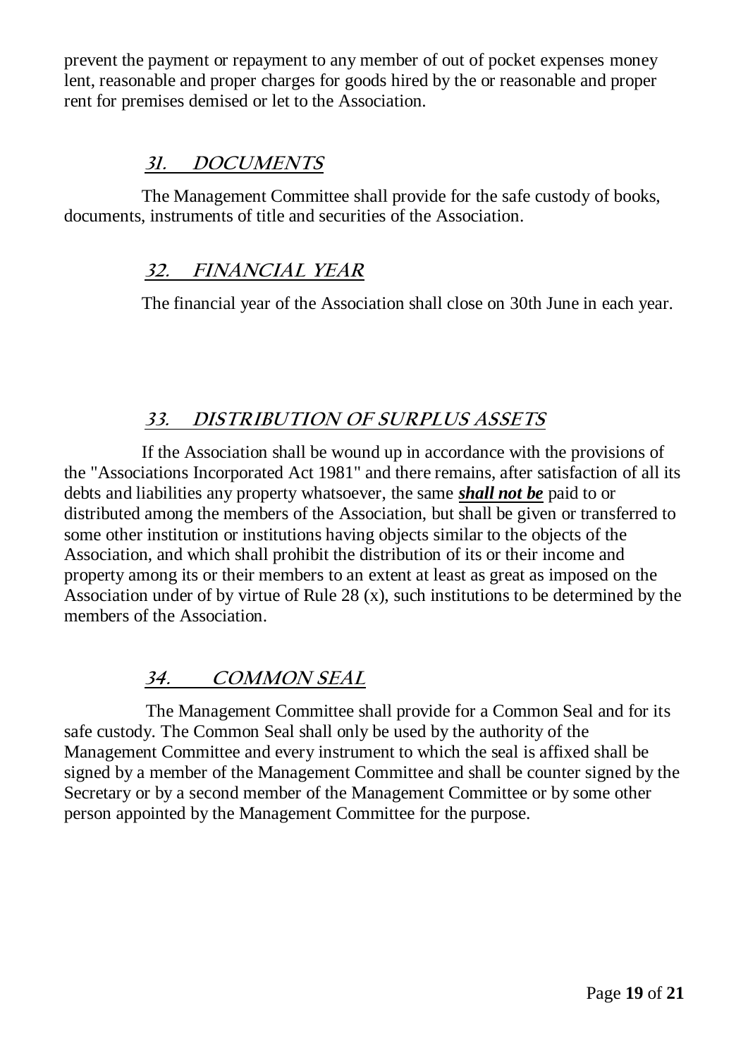prevent the payment or repayment to any member of out of pocket expenses money lent, reasonable and proper charges for goods hired by the or reasonable and proper rent for premises demised or let to the Association.

## ***31. DOCUMENTS***

The Management Committee shall provide for the safe custody of books, documents, instruments of title and securities of the Association.

## ***32. FINANCIAL YEAR***

The financial year of the Association shall close on 30th June in each year.

## ***33. DISTRIBUTION OF SURPLUS ASSETS***

If the Association shall be wound up in accordance with the provisions of the "Associations Incorporated Act 1981" and there remains, after satisfaction of all its debts and liabilities any property whatsoever, the same ***shall not be*** paid to or distributed among the members of the Association, but shall be given or transferred to some other institution or institutions having objects similar to the objects of the Association, and which shall prohibit the distribution of its or their income and property among its or their members to an extent at least as great as imposed on the Association under of by virtue of Rule 28 (x), such institutions to be determined by the members of the Association.

## ***34. COMMON SEAL***

The Management Committee shall provide for a Common Seal and for its safe custody. The Common Seal shall only be used by the authority of the Management Committee and every instrument to which the seal is affixed shall be signed by a member of the Management Committee and shall be counter signed by the Secretary or by a second member of the Management Committee or by some other person appointed by the Management Committee for the purpose.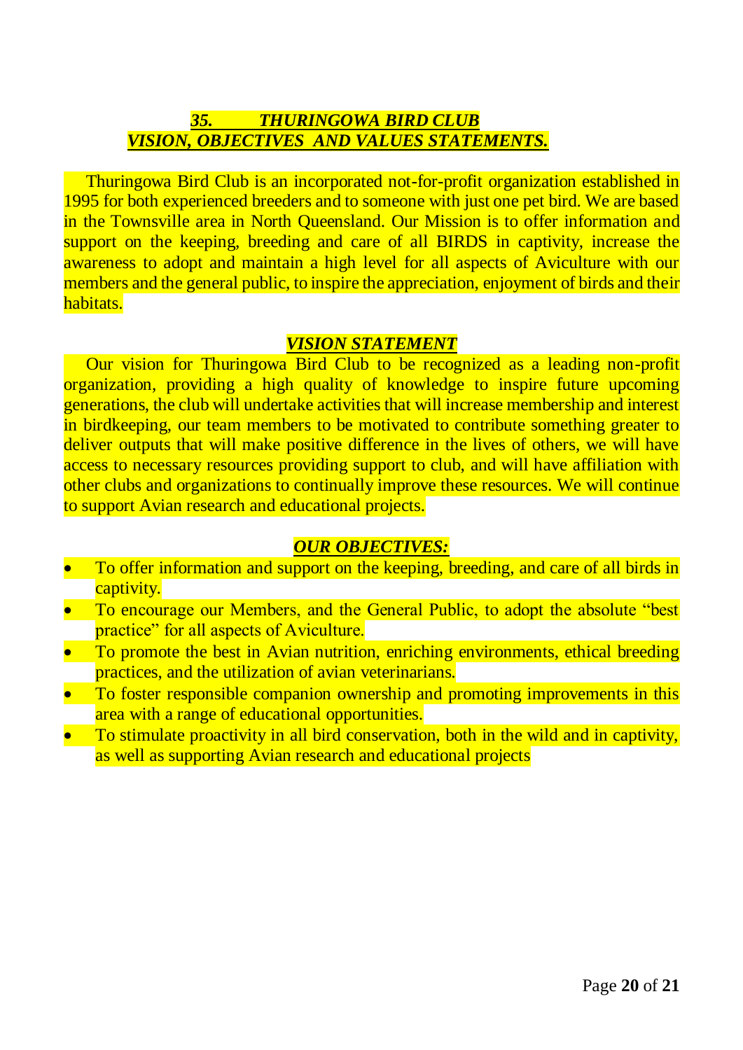## *35. THURINGOWA BIRD CLUB*
## *VISION, OBJECTIVES AND VALUES STATEMENTS.*

Thuringowa Bird Club is an incorporated not-for-profit organization established in 1995 for both experienced breeders and to someone with just one pet bird. We are based in the Townsville area in North Queensland. Our Mission is to offer information and support on the keeping, breeding and care of all BIRDS in captivity, increase the awareness to adopt and maintain a high level for all aspects of Aviculture with our members and the general public, to inspire the appreciation, enjoyment of birds and their habitats.

### *VISION STATEMENT*

Our vision for Thuringowa Bird Club to be recognized as a leading non-profit organization, providing a high quality of knowledge to inspire future upcoming generations, the club will undertake activities that will increase membership and interest in birdkeeping, our team members to be motivated to contribute something greater to deliver outputs that will make positive difference in the lives of others, we will have access to necessary resources providing support to club, and will have affiliation with other clubs and organizations to continually improve these resources. We will continue to support Avian research and educational projects.

### *OUR OBJECTIVES:*

- To offer information and support on the keeping, breeding, and care of all birds in captivity.
- To encourage our Members, and the General Public, to adopt the absolute "best practice" for all aspects of Aviculture.
- To promote the best in Avian nutrition, enriching environments, ethical breeding practices, and the utilization of avian veterinarians.
- To foster responsible companion ownership and promoting improvements in this area with a range of educational opportunities.
- To stimulate proactivity in all bird conservation, both in the wild and in captivity, as well as supporting Avian research and educational projects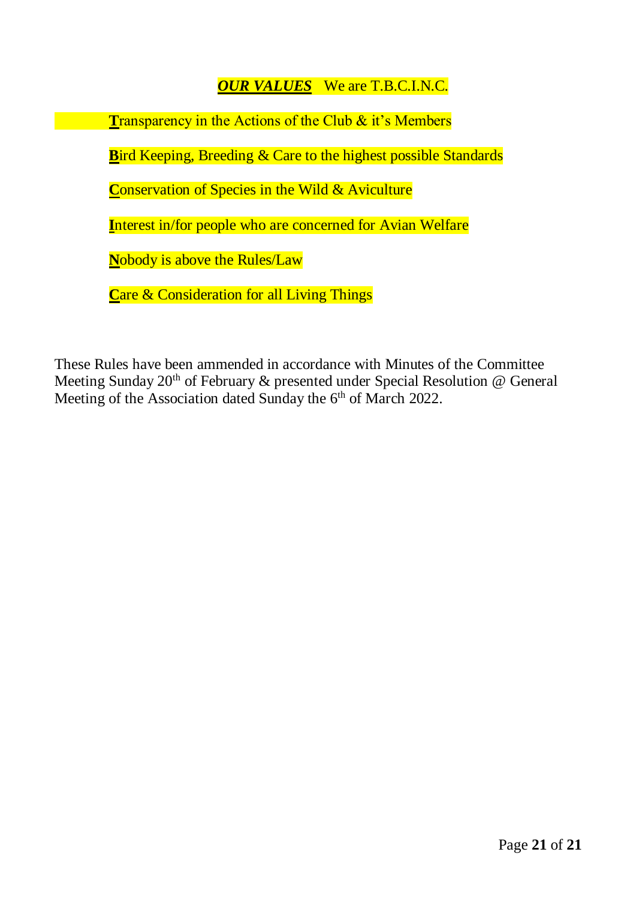***<u>OUR VALUES</u>*** We are T.B.C.I.N.C.

**<u>T</u>**ransparency in the Actions of the Club & it's Members

**<u>B</u>**ird Keeping, Breeding & Care to the highest possible Standards

**<u>C</u>**onservation of Species in the Wild & Aviculture

**<u>I</u>**nterest in/for people who are concerned for Avian Welfare

**<u>N</u>**obody is above the Rules/Law

**<u>C</u>**are & Consideration for all Living Things

These Rules have been ammended in accordance with Minutes of the Committee Meeting Sunday 20th of February & presented under Special Resolution @ General Meeting of the Association dated Sunday the 6th of March 2022.